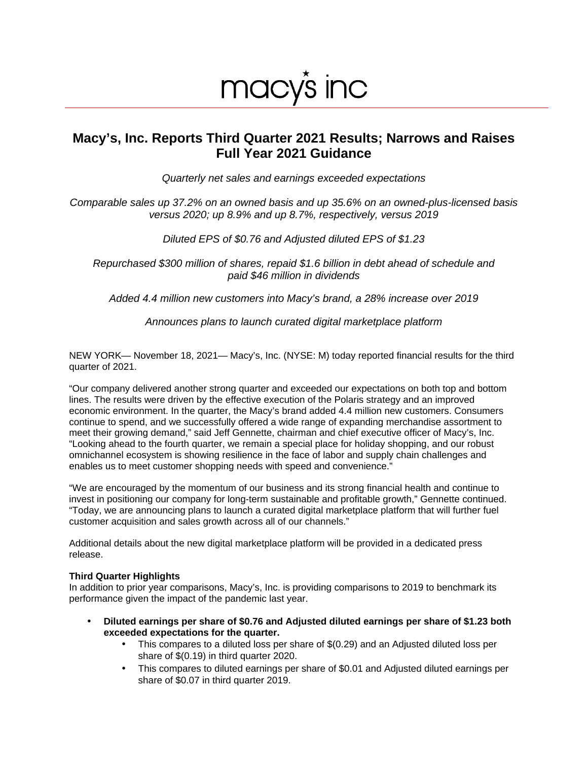macy's inc

# Macy's, Inc. Reports Third Quarter 2021 Results; Narrows and Raises Full Year 2021 Guidance

*Quarterly net sales and earnings exceeded expectations*

*Comparable sales up 37.2% on an owned basis and up 35.6% on an owned-plus-licensed basis versus 2020; up 8.9% and up 8.7%, respectively, versus 2019*

*Diluted EPS of $0.76 and Adjusted diluted EPS of $1.23*

*Repurchased $300 million of shares, repaid $1.6 billion in debt ahead of schedule and paid $46 million in dividends*

*Added 4.4 million new customers into Macy's brand, a 28% increase over 2019*

*Announces plans to launch curated digital marketplace platform*

NEW YORK— November 18, 2021— Macy's, Inc. (NYSE: M) today reported financial results for the third quarter of 2021.

"Our company delivered another strong quarter and exceeded our expectations on both top and bottom lines. The results were driven by the effective execution of the Polaris strategy and an improved economic environment. In the quarter, the Macy's brand added 4.4 million new customers. Consumers continue to spend, and we successfully offered a wide range of expanding merchandise assortment to meet their growing demand," said Jeff Gennette, chairman and chief executive officer of Macy's, Inc. "Looking ahead to the fourth quarter, we remain a special place for holiday shopping, and our robust omnichannel ecosystem is showing resilience in the face of labor and supply chain challenges and enables us to meet customer shopping needs with speed and convenience."

"We are encouraged by the momentum of our business and its strong financial health and continue to invest in positioning our company for long-term sustainable and profitable growth," Gennette continued. "Today, we are announcing plans to launch a curated digital marketplace platform that will further fuel customer acquisition and sales growth across all of our channels."

Additional details about the new digital marketplace platform will be provided in a dedicated press release.

**Third Quarter Highlights**

In addition to prior year comparisons, Macy's, Inc. is providing comparisons to 2019 to benchmark its performance given the impact of the pandemic last year.

- **Diluted earnings per share of $0.76 and Adjusted diluted earnings per share of $1.23 both exceeded expectations for the quarter.**
  - This compares to a diluted loss per share of $(0.29) and an Adjusted diluted loss per share of $(0.19) in third quarter 2020.
  - This compares to diluted earnings per share of $0.01 and Adjusted diluted earnings per share of $0.07 in third quarter 2019.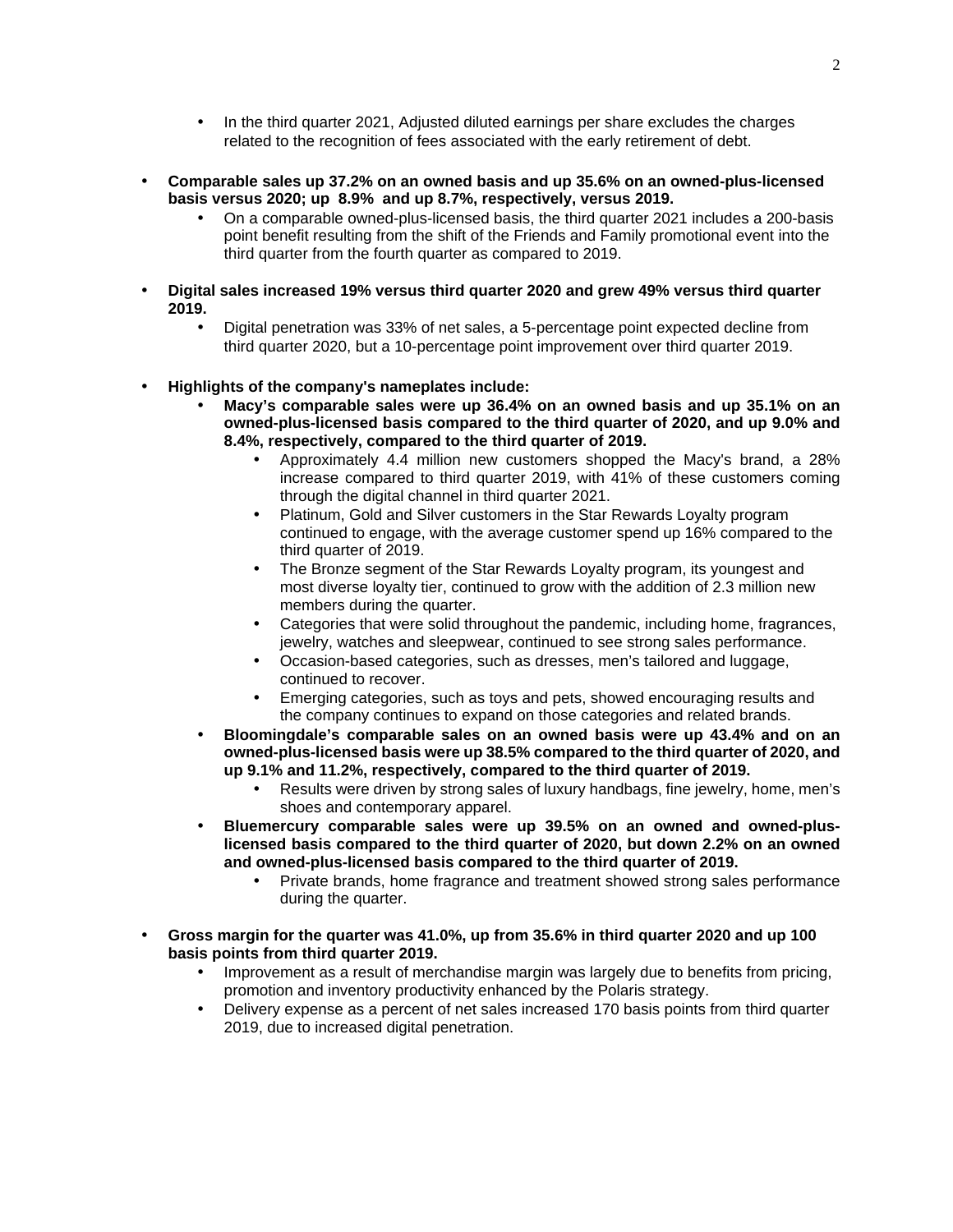- In the third quarter 2021, Adjusted diluted earnings per share excludes the charges related to the recognition of fees associated with the early retirement of debt.

- **Comparable sales up 37.2% on an owned basis and up 35.6% on an owned-plus-licensed basis versus 2020; up 8.9% and up 8.7%, respectively, versus 2019.**
  - On a comparable owned-plus-licensed basis, the third quarter 2021 includes a 200-basis point benefit resulting from the shift of the Friends and Family promotional event into the third quarter from the fourth quarter as compared to 2019.

- **Digital sales increased 19% versus third quarter 2020 and grew 49% versus third quarter 2019.**
  - Digital penetration was 33% of net sales, a 5-percentage point expected decline from third quarter 2020, but a 10-percentage point improvement over third quarter 2019.

- **Highlights of the company's nameplates include:**
  - **Macy's comparable sales were up 36.4% on an owned basis and up 35.1% on an owned-plus-licensed basis compared to the third quarter of 2020, and up 9.0% and 8.4%, respectively, compared to the third quarter of 2019.**
    - Approximately 4.4 million new customers shopped the Macy's brand, a 28% increase compared to third quarter 2019, with 41% of these customers coming through the digital channel in third quarter 2021.
    - Platinum, Gold and Silver customers in the Star Rewards Loyalty program continued to engage, with the average customer spend up 16% compared to the third quarter of 2019.
    - The Bronze segment of the Star Rewards Loyalty program, its youngest and most diverse loyalty tier, continued to grow with the addition of 2.3 million new members during the quarter.
    - Categories that were solid throughout the pandemic, including home, fragrances, jewelry, watches and sleepwear, continued to see strong sales performance.
    - Occasion-based categories, such as dresses, men's tailored and luggage, continued to recover.
    - Emerging categories, such as toys and pets, showed encouraging results and the company continues to expand on those categories and related brands.
  - **Bloomingdale's comparable sales on an owned basis were up 43.4% and on an owned-plus-licensed basis were up 38.5% compared to the third quarter of 2020, and up 9.1% and 11.2%, respectively, compared to the third quarter of 2019.**
    - Results were driven by strong sales of luxury handbags, fine jewelry, home, men's shoes and contemporary apparel.
  - **Bluemercury comparable sales were up 39.5% on an owned and owned-plus-licensed basis compared to the third quarter of 2020, but down 2.2% on an owned and owned-plus-licensed basis compared to the third quarter of 2019.**
    - Private brands, home fragrance and treatment showed strong sales performance during the quarter.

- **Gross margin for the quarter was 41.0%, up from 35.6% in third quarter 2020 and up 100 basis points from third quarter 2019.**
  - Improvement as a result of merchandise margin was largely due to benefits from pricing, promotion and inventory productivity enhanced by the Polaris strategy.
  - Delivery expense as a percent of net sales increased 170 basis points from third quarter 2019, due to increased digital penetration.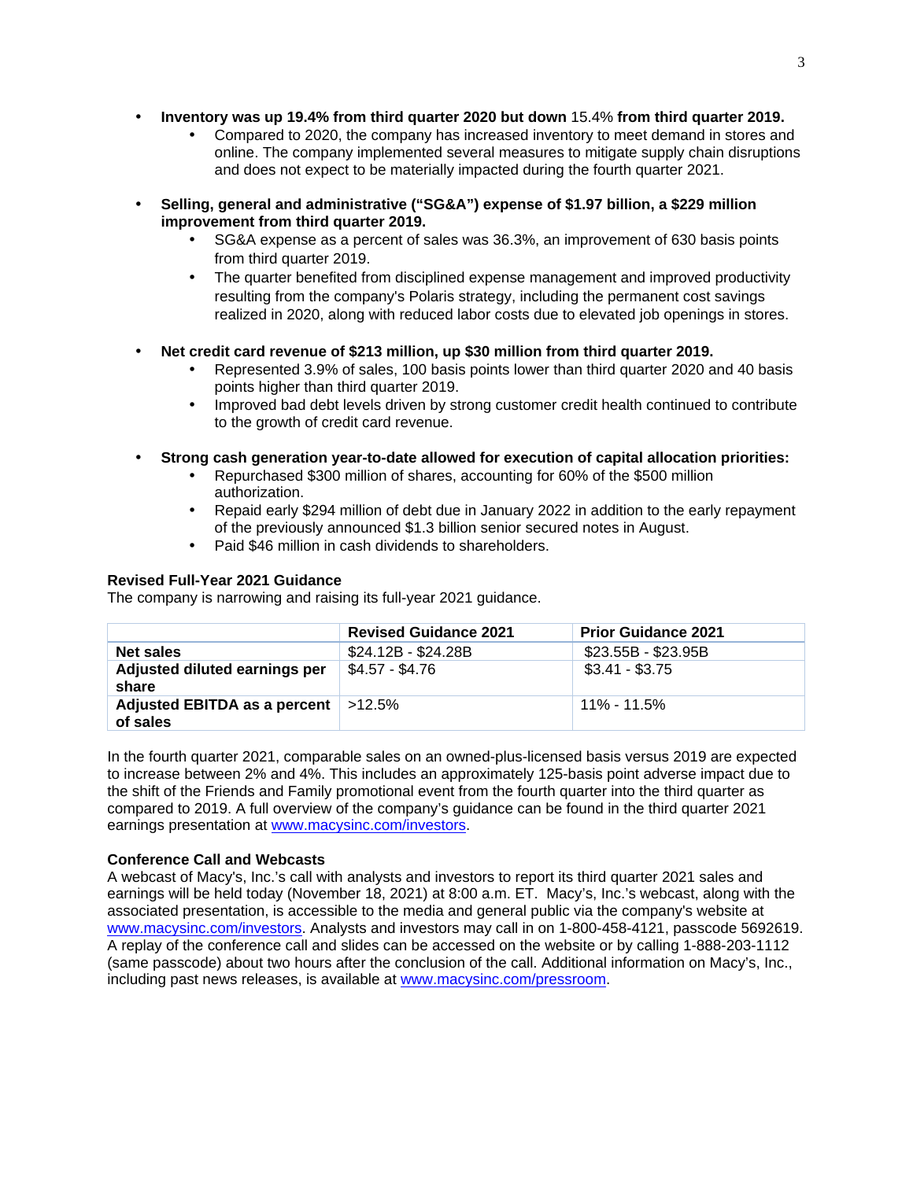- **Inventory was up 19.4% from third quarter 2020 but down** 15.4% **from third quarter 2019.**
    - Compared to 2020, the company has increased inventory to meet demand in stores and online. The company implemented several measures to mitigate supply chain disruptions and does not expect to be materially impacted during the fourth quarter 2021.

- **Selling, general and administrative ("SG&A") expense of $1.97 billion, a $229 million improvement from third quarter 2019.**
    - SG&A expense as a percent of sales was 36.3%, an improvement of 630 basis points from third quarter 2019.
    - The quarter benefited from disciplined expense management and improved productivity resulting from the company's Polaris strategy, including the permanent cost savings realized in 2020, along with reduced labor costs due to elevated job openings in stores.

- **Net credit card revenue of $213 million, up $30 million from third quarter 2019.**
    - Represented 3.9% of sales, 100 basis points lower than third quarter 2020 and 40 basis points higher than third quarter 2019.
    - Improved bad debt levels driven by strong customer credit health continued to contribute to the growth of credit card revenue.

- **Strong cash generation year-to-date allowed for execution of capital allocation priorities:**
    - Repurchased $300 million of shares, accounting for 60% of the $500 million authorization.
    - Repaid early $294 million of debt due in January 2022 in addition to the early repayment of the previously announced $1.3 billion senior secured notes in August.
    - Paid $46 million in cash dividends to shareholders.

**Revised Full-Year 2021 Guidance**

The company is narrowing and raising its full-year 2021 guidance.

| | Revised Guidance 2021 | Prior Guidance 2021 |
|---|---|---|
| **Net sales** | $24.12B - $24.28B | $23.55B - $23.95B |
| **Adjusted diluted earnings per share** | $4.57 - $4.76 | $3.41 - $3.75 |
| **Adjusted EBITDA as a percent of sales** | >12.5% | 11% - 11.5% |

In the fourth quarter 2021, comparable sales on an owned-plus-licensed basis versus 2019 are expected to increase between 2% and 4%. This includes an approximately 125-basis point adverse impact due to the shift of the Friends and Family promotional event from the fourth quarter into the third quarter as compared to 2019. A full overview of the company's guidance can be found in the third quarter 2021 earnings presentation at www.macysinc.com/investors.

**Conference Call and Webcasts**

A webcast of Macy's, Inc.'s call with analysts and investors to report its third quarter 2021 sales and earnings will be held today (November 18, 2021) at 8:00 a.m. ET. Macy's, Inc.'s webcast, along with the associated presentation, is accessible to the media and general public via the company's website at www.macysinc.com/investors. Analysts and investors may call in on 1-800-458-4121, passcode 5692619. A replay of the conference call and slides can be accessed on the website or by calling 1-888-203-1112 (same passcode) about two hours after the conclusion of the call. Additional information on Macy's, Inc., including past news releases, is available at www.macysinc.com/pressroom.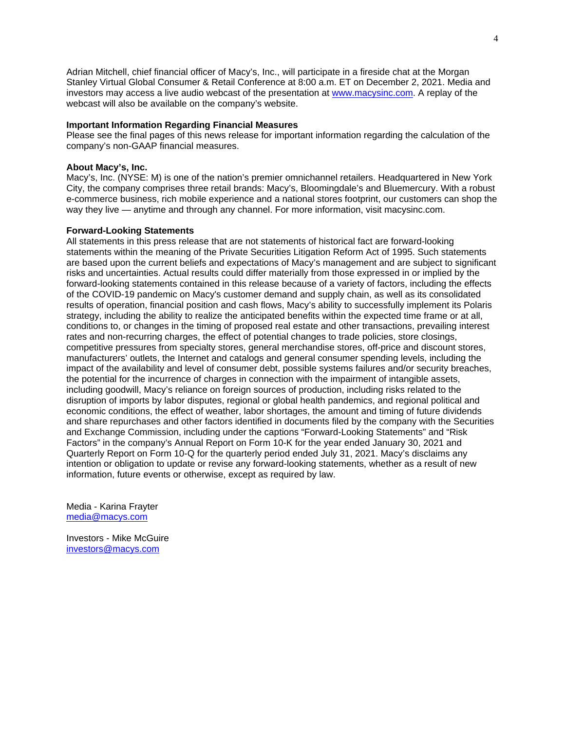Adrian Mitchell, chief financial officer of Macy's, Inc., will participate in a fireside chat at the Morgan Stanley Virtual Global Consumer & Retail Conference at 8:00 a.m. ET on December 2, 2021. Media and investors may access a live audio webcast of the presentation at www.macysinc.com. A replay of the webcast will also be available on the company's website.

**Important Information Regarding Financial Measures**
Please see the final pages of this news release for important information regarding the calculation of the company's non-GAAP financial measures.

**About Macy's, Inc.**
Macy's, Inc. (NYSE: M) is one of the nation's premier omnichannel retailers. Headquartered in New York City, the company comprises three retail brands: Macy's, Bloomingdale's and Bluemercury. With a robust e-commerce business, rich mobile experience and a national stores footprint, our customers can shop the way they live — anytime and through any channel. For more information, visit macysinc.com.

**Forward-Looking Statements**
All statements in this press release that are not statements of historical fact are forward-looking statements within the meaning of the Private Securities Litigation Reform Act of 1995. Such statements are based upon the current beliefs and expectations of Macy's management and are subject to significant risks and uncertainties. Actual results could differ materially from those expressed in or implied by the forward-looking statements contained in this release because of a variety of factors, including the effects of the COVID-19 pandemic on Macy's customer demand and supply chain, as well as its consolidated results of operation, financial position and cash flows, Macy's ability to successfully implement its Polaris strategy, including the ability to realize the anticipated benefits within the expected time frame or at all, conditions to, or changes in the timing of proposed real estate and other transactions, prevailing interest rates and non-recurring charges, the effect of potential changes to trade policies, store closings, competitive pressures from specialty stores, general merchandise stores, off-price and discount stores, manufacturers' outlets, the Internet and catalogs and general consumer spending levels, including the impact of the availability and level of consumer debt, possible systems failures and/or security breaches, the potential for the incurrence of charges in connection with the impairment of intangible assets, including goodwill, Macy's reliance on foreign sources of production, including risks related to the disruption of imports by labor disputes, regional or global health pandemics, and regional political and economic conditions, the effect of weather, labor shortages, the amount and timing of future dividends and share repurchases and other factors identified in documents filed by the company with the Securities and Exchange Commission, including under the captions "Forward-Looking Statements" and "Risk Factors" in the company's Annual Report on Form 10-K for the year ended January 30, 2021 and Quarterly Report on Form 10-Q for the quarterly period ended July 31, 2021. Macy's disclaims any intention or obligation to update or revise any forward-looking statements, whether as a result of new information, future events or otherwise, except as required by law.

Media - Karina Frayter
media@macys.com

Investors - Mike McGuire
investors@macys.com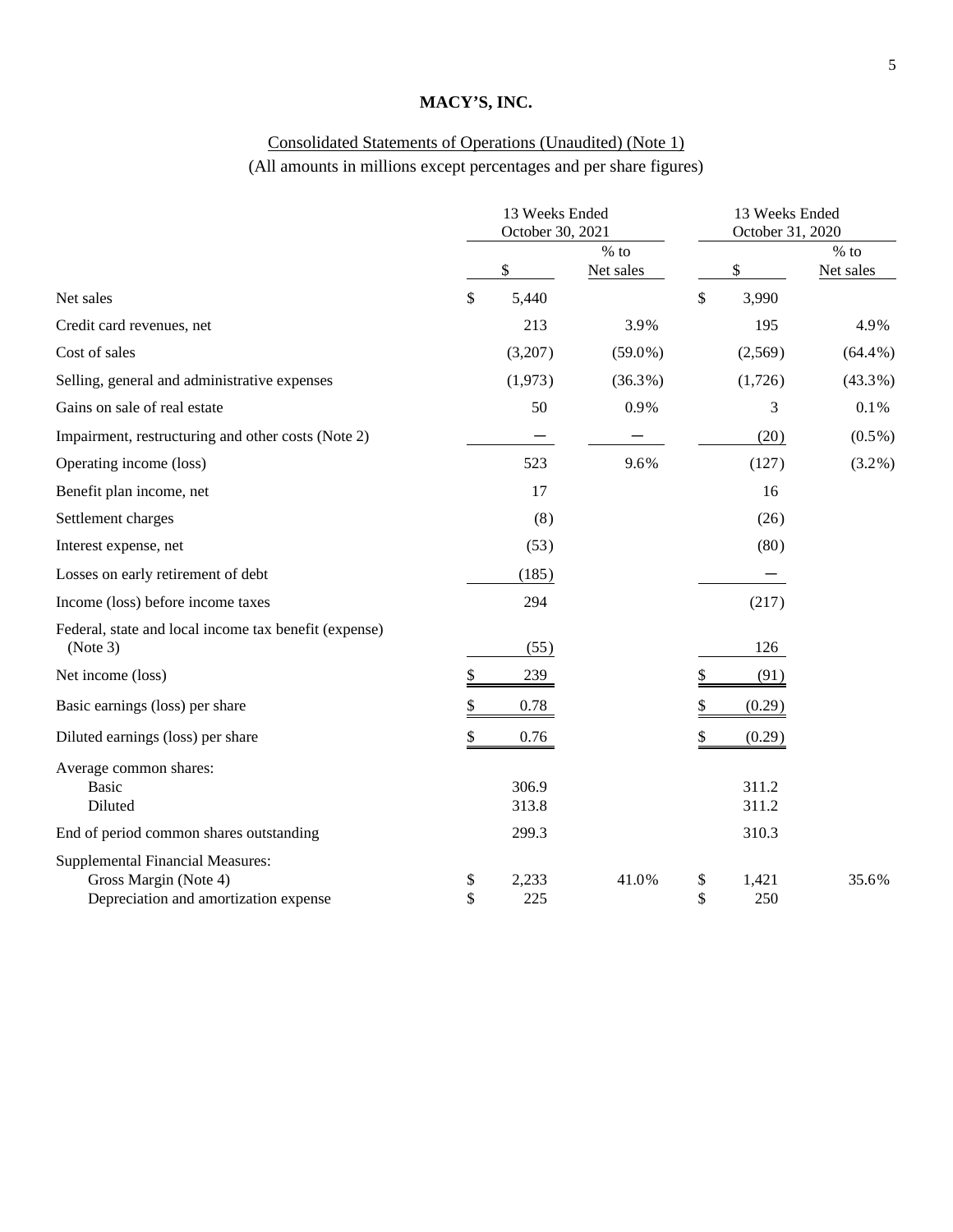**MACY'S, INC.**

Consolidated Statements of Operations (Unaudited) (Note 1)

(All amounts in millions except percentages and per share figures)

| | 13 Weeks Ended October 30, 2021 | | 13 Weeks Ended October 31, 2020 | |
|---|---|---|---|---|
| | $ | % to Net sales | $ | % to Net sales |
| Net sales | $ 5,440 | | $ 3,990 | |
| Credit card revenues, net | 213 | 3.9% | 195 | 4.9% |
| Cost of sales | (3,207) | (59.0%) | (2,569) | (64.4%) |
| Selling, general and administrative expenses | (1,973) | (36.3%) | (1,726) | (43.3%) |
| Gains on sale of real estate | 50 | 0.9% | 3 | 0.1% |
| Impairment, restructuring and other costs (Note 2) | — | — | (20) | (0.5%) |
| Operating income (loss) | 523 | 9.6% | (127) | (3.2%) |
| Benefit plan income, net | 17 | | 16 | |
| Settlement charges | (8) | | (26) | |
| Interest expense, net | (53) | | (80) | |
| Losses on early retirement of debt | (185) | | — | |
| Income (loss) before income taxes | 294 | | (217) | |
| Federal, state and local income tax benefit (expense) (Note 3) | (55) | | 126 | |
| Net income (loss) | $ 239 | | $ (91) | |
| Basic earnings (loss) per share | $ 0.78 | | $ (0.29) | |
| Diluted earnings (loss) per share | $ 0.76 | | $ (0.29) | |
| Average common shares: | | | | |
| Basic | 306.9 | | 311.2 | |
| Diluted | 313.8 | | 311.2 | |
| End of period common shares outstanding | 299.3 | | 310.3 | |
| Supplemental Financial Measures: | | | | |
| Gross Margin (Note 4) | $ 2,233 | 41.0% | $ 1,421 | 35.6% |
| Depreciation and amortization expense | $ 225 | | $ 250 | |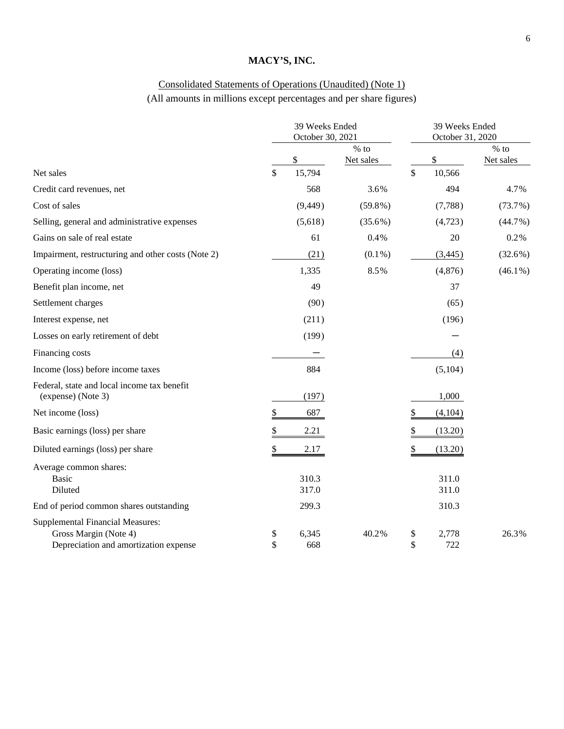# MACY'S, INC.

Consolidated Statements of Operations (Unaudited) (Note 1)

(All amounts in millions except percentages and per share figures)

| | 39 Weeks Ended October 30, 2021 | | 39 Weeks Ended October 31, 2020 | |
|---|---|---|---|---|
| | $ | % to Net sales | $ | % to Net sales |
| Net sales | $ 15,794 | | $ 10,566 | |
| Credit card revenues, net | 568 | 3.6% | 494 | 4.7% |
| Cost of sales | (9,449) | (59.8%) | (7,788) | (73.7%) |
| Selling, general and administrative expenses | (5,618) | (35.6%) | (4,723) | (44.7%) |
| Gains on sale of real estate | 61 | 0.4% | 20 | 0.2% |
| Impairment, restructuring and other costs (Note 2) | (21) | (0.1%) | (3,445) | (32.6%) |
| Operating income (loss) | 1,335 | 8.5% | (4,876) | (46.1%) |
| Benefit plan income, net | 49 | | 37 | |
| Settlement charges | (90) | | (65) | |
| Interest expense, net | (211) | | (196) | |
| Losses on early retirement of debt | (199) | | — | |
| Financing costs | — | | (4) | |
| Income (loss) before income taxes | 884 | | (5,104) | |
| Federal, state and local income tax benefit (expense) (Note 3) | (197) | | 1,000 | |
| Net income (loss) | $ 687 | | $ (4,104) | |
| Basic earnings (loss) per share | $ 2.21 | | $ (13.20) | |
| Diluted earnings (loss) per share | $ 2.17 | | $ (13.20) | |
| Average common shares: | | | | |
| Basic | 310.3 | | 311.0 | |
| Diluted | 317.0 | | 311.0 | |
| End of period common shares outstanding | 299.3 | | 310.3 | |
| Supplemental Financial Measures: | | | | |
| Gross Margin (Note 4) | $ 6,345 | 40.2% | $ 2,778 | 26.3% |
| Depreciation and amortization expense | $ 668 | | $ 722 | |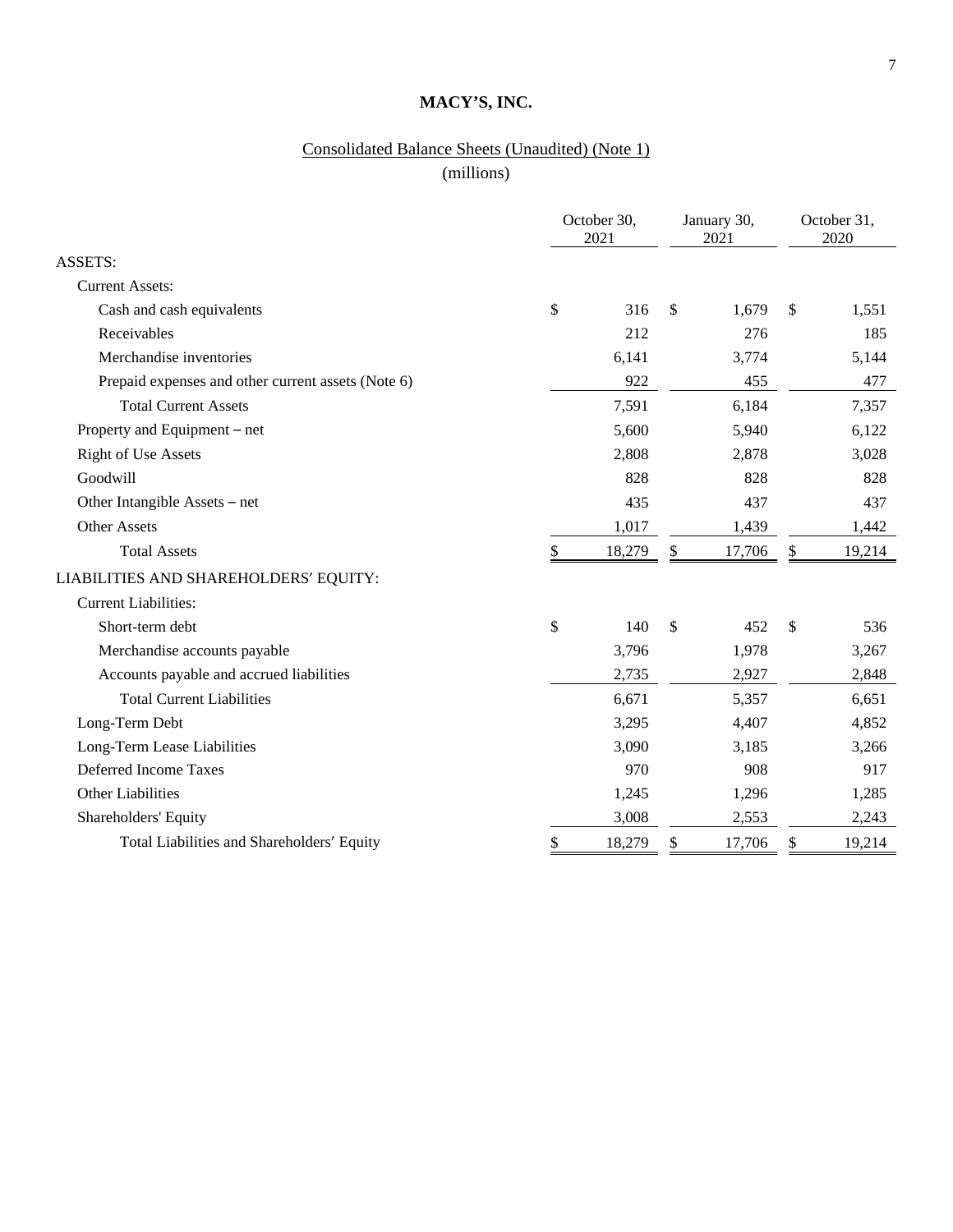# MACY'S, INC.

## Consolidated Balance Sheets (Unaudited) (Note 1)

(millions)

| | October 30, 2021 | January 30, 2021 | October 31, 2020 |
|---|---|---|---|
| ASSETS: | | | |
| Current Assets: | | | |
| Cash and cash equivalents | $ 316 | $ 1,679 | $ 1,551 |
| Receivables | 212 | 276 | 185 |
| Merchandise inventories | 6,141 | 3,774 | 5,144 |
| Prepaid expenses and other current assets (Note 6) | 922 | 455 | 477 |
| Total Current Assets | 7,591 | 6,184 | 7,357 |
| Property and Equipment – net | 5,600 | 5,940 | 6,122 |
| Right of Use Assets | 2,808 | 2,878 | 3,028 |
| Goodwill | 828 | 828 | 828 |
| Other Intangible Assets – net | 435 | 437 | 437 |
| Other Assets | 1,017 | 1,439 | 1,442 |
| Total Assets | $ 18,279 | $ 17,706 | $ 19,214 |
| LIABILITIES AND SHAREHOLDERS' EQUITY: | | | |
| Current Liabilities: | | | |
| Short-term debt | $ 140 | $ 452 | $ 536 |
| Merchandise accounts payable | 3,796 | 1,978 | 3,267 |
| Accounts payable and accrued liabilities | 2,735 | 2,927 | 2,848 |
| Total Current Liabilities | 6,671 | 5,357 | 6,651 |
| Long-Term Debt | 3,295 | 4,407 | 4,852 |
| Long-Term Lease Liabilities | 3,090 | 3,185 | 3,266 |
| Deferred Income Taxes | 970 | 908 | 917 |
| Other Liabilities | 1,245 | 1,296 | 1,285 |
| Shareholders' Equity | 3,008 | 2,553 | 2,243 |
| Total Liabilities and Shareholders' Equity | $ 18,279 | $ 17,706 | $ 19,214 |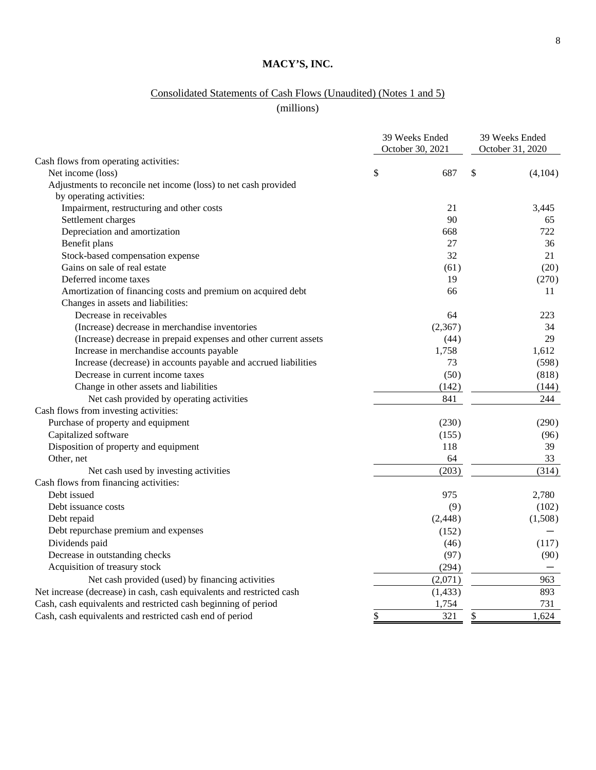# MACY'S, INC.

## Consolidated Statements of Cash Flows (Unaudited) (Notes 1 and 5)

(millions)

| | 39 Weeks Ended October 30, 2021 | 39 Weeks Ended October 31, 2020 |
|---|---|---|
| Cash flows from operating activities: | | |
| Net income (loss) | $ 687 | $ (4,104) |
| Adjustments to reconcile net income (loss) to net cash provided by operating activities: | | |
| Impairment, restructuring and other costs | 21 | 3,445 |
| Settlement charges | 90 | 65 |
| Depreciation and amortization | 668 | 722 |
| Benefit plans | 27 | 36 |
| Stock-based compensation expense | 32 | 21 |
| Gains on sale of real estate | (61) | (20) |
| Deferred income taxes | 19 | (270) |
| Amortization of financing costs and premium on acquired debt | 66 | 11 |
| Changes in assets and liabilities: | | |
| Decrease in receivables | 64 | 223 |
| (Increase) decrease in merchandise inventories | (2,367) | 34 |
| (Increase) decrease in prepaid expenses and other current assets | (44) | 29 |
| Increase in merchandise accounts payable | 1,758 | 1,612 |
| Increase (decrease) in accounts payable and accrued liabilities | 73 | (598) |
| Decrease in current income taxes | (50) | (818) |
| Change in other assets and liabilities | (142) | (144) |
| Net cash provided by operating activities | 841 | 244 |
| Cash flows from investing activities: | | |
| Purchase of property and equipment | (230) | (290) |
| Capitalized software | (155) | (96) |
| Disposition of property and equipment | 118 | 39 |
| Other, net | 64 | 33 |
| Net cash used by investing activities | (203) | (314) |
| Cash flows from financing activities: | | |
| Debt issued | 975 | 2,780 |
| Debt issuance costs | (9) | (102) |
| Debt repaid | (2,448) | (1,508) |
| Debt repurchase premium and expenses | (152) | — |
| Dividends paid | (46) | (117) |
| Decrease in outstanding checks | (97) | (90) |
| Acquisition of treasury stock | (294) | — |
| Net cash provided (used) by financing activities | (2,071) | 963 |
| Net increase (decrease) in cash, cash equivalents and restricted cash | (1,433) | 893 |
| Cash, cash equivalents and restricted cash beginning of period | 1,754 | 731 |
| Cash, cash equivalents and restricted cash end of period | $ 321 | $ 1,624 |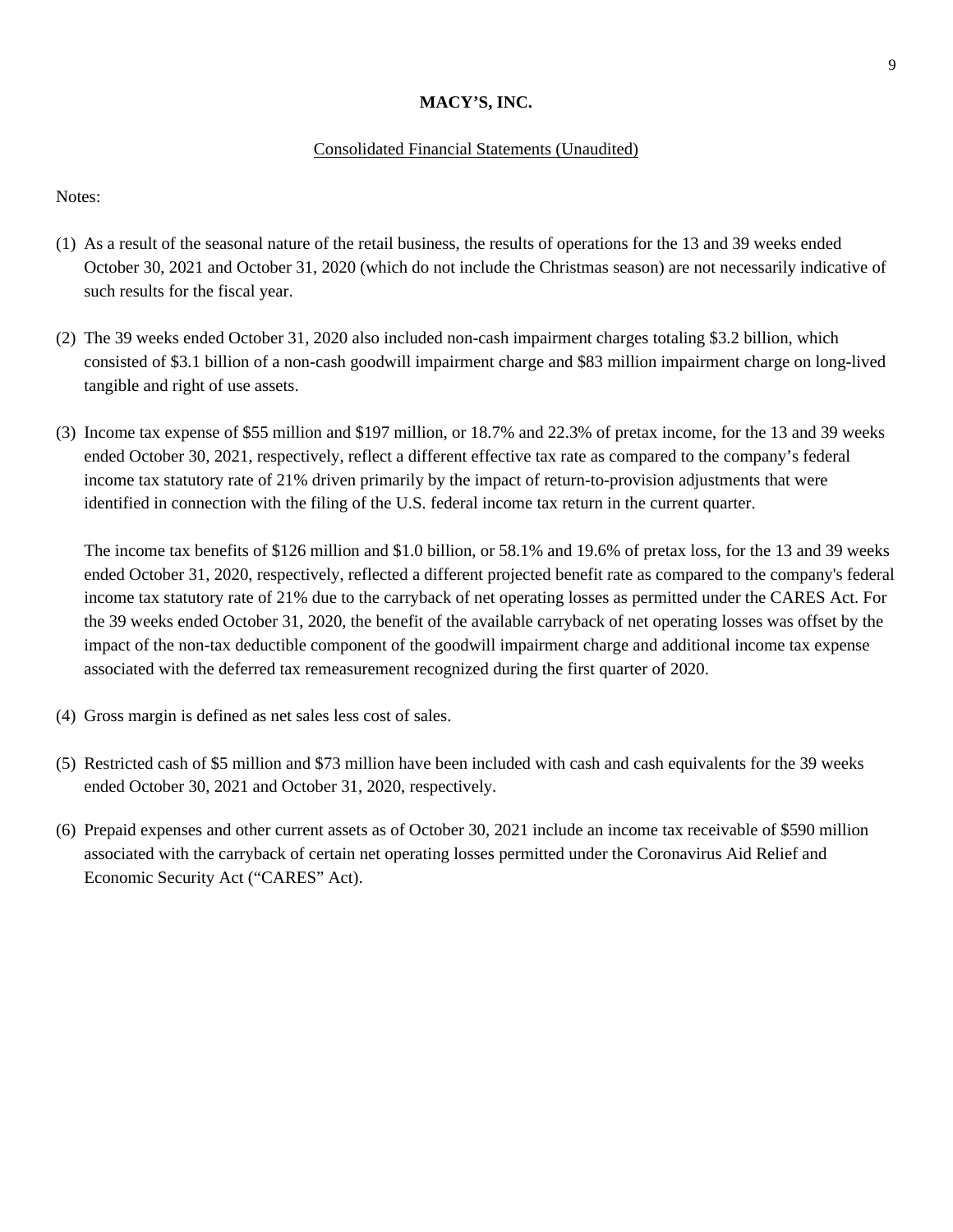**MACY'S, INC.**

Consolidated Financial Statements (Unaudited)

Notes:

(1) As a result of the seasonal nature of the retail business, the results of operations for the 13 and 39 weeks ended October 30, 2021 and October 31, 2020 (which do not include the Christmas season) are not necessarily indicative of such results for the fiscal year.

(2) The 39 weeks ended October 31, 2020 also included non-cash impairment charges totaling $3.2 billion, which consisted of $3.1 billion of a non-cash goodwill impairment charge and $83 million impairment charge on long-lived tangible and right of use assets.

(3) Income tax expense of $55 million and $197 million, or 18.7% and 22.3% of pretax income, for the 13 and 39 weeks ended October 30, 2021, respectively, reflect a different effective tax rate as compared to the company's federal income tax statutory rate of 21% driven primarily by the impact of return-to-provision adjustments that were identified in connection with the filing of the U.S. federal income tax return in the current quarter.

    The income tax benefits of $126 million and $1.0 billion, or 58.1% and 19.6% of pretax loss, for the 13 and 39 weeks ended October 31, 2020, respectively, reflected a different projected benefit rate as compared to the company's federal income tax statutory rate of 21% due to the carryback of net operating losses as permitted under the CARES Act. For the 39 weeks ended October 31, 2020, the benefit of the available carryback of net operating losses was offset by the impact of the non-tax deductible component of the goodwill impairment charge and additional income tax expense associated with the deferred tax remeasurement recognized during the first quarter of 2020.

(4) Gross margin is defined as net sales less cost of sales.

(5) Restricted cash of $5 million and $73 million have been included with cash and cash equivalents for the 39 weeks ended October 30, 2021 and October 31, 2020, respectively.

(6) Prepaid expenses and other current assets as of October 30, 2021 include an income tax receivable of $590 million associated with the carryback of certain net operating losses permitted under the Coronavirus Aid Relief and Economic Security Act ("CARES" Act).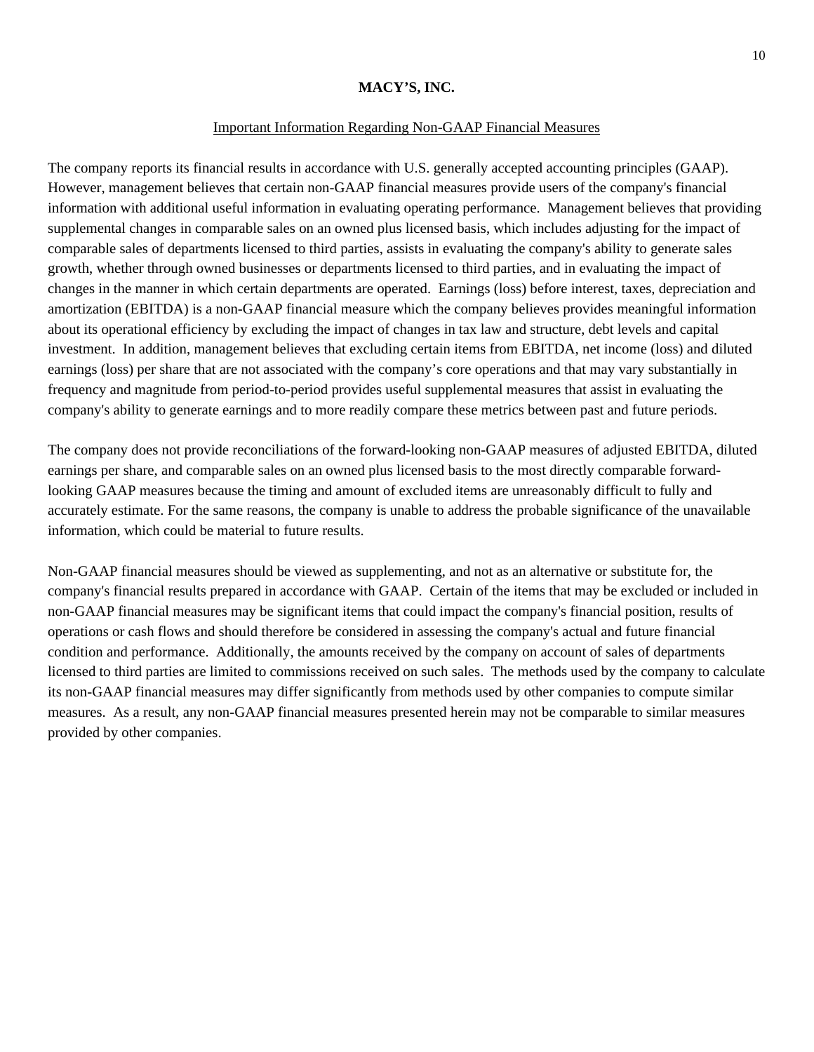**MACY’S, INC.**

Important Information Regarding Non-GAAP Financial Measures

The company reports its financial results in accordance with U.S. generally accepted accounting principles (GAAP). However, management believes that certain non-GAAP financial measures provide users of the company's financial information with additional useful information in evaluating operating performance. Management believes that providing supplemental changes in comparable sales on an owned plus licensed basis, which includes adjusting for the impact of comparable sales of departments licensed to third parties, assists in evaluating the company's ability to generate sales growth, whether through owned businesses or departments licensed to third parties, and in evaluating the impact of changes in the manner in which certain departments are operated. Earnings (loss) before interest, taxes, depreciation and amortization (EBITDA) is a non-GAAP financial measure which the company believes provides meaningful information about its operational efficiency by excluding the impact of changes in tax law and structure, debt levels and capital investment. In addition, management believes that excluding certain items from EBITDA, net income (loss) and diluted earnings (loss) per share that are not associated with the company’s core operations and that may vary substantially in frequency and magnitude from period-to-period provides useful supplemental measures that assist in evaluating the company's ability to generate earnings and to more readily compare these metrics between past and future periods.

The company does not provide reconciliations of the forward-looking non-GAAP measures of adjusted EBITDA, diluted earnings per share, and comparable sales on an owned plus licensed basis to the most directly comparable forward-looking GAAP measures because the timing and amount of excluded items are unreasonably difficult to fully and accurately estimate. For the same reasons, the company is unable to address the probable significance of the unavailable information, which could be material to future results.

Non-GAAP financial measures should be viewed as supplementing, and not as an alternative or substitute for, the company's financial results prepared in accordance with GAAP. Certain of the items that may be excluded or included in non-GAAP financial measures may be significant items that could impact the company's financial position, results of operations or cash flows and should therefore be considered in assessing the company's actual and future financial condition and performance. Additionally, the amounts received by the company on account of sales of departments licensed to third parties are limited to commissions received on such sales. The methods used by the company to calculate its non-GAAP financial measures may differ significantly from methods used by other companies to compute similar measures. As a result, any non-GAAP financial measures presented herein may not be comparable to similar measures provided by other companies.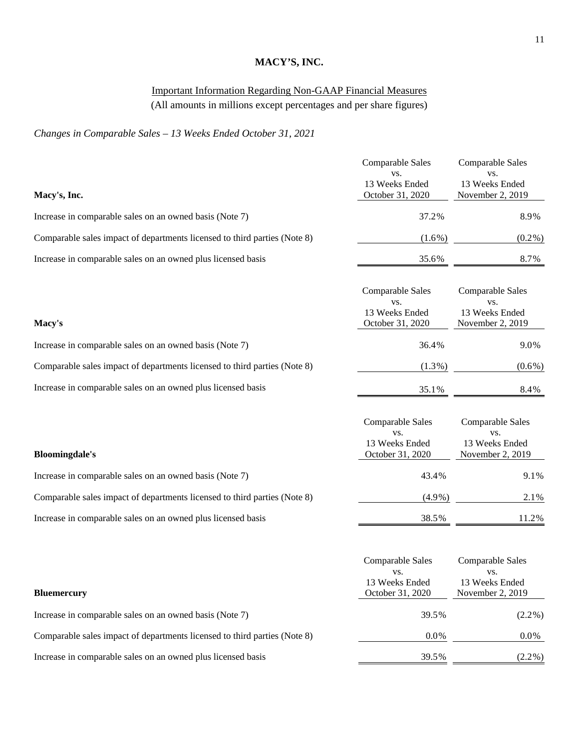**MACY'S, INC.**

Important Information Regarding Non-GAAP Financial Measures
(All amounts in millions except percentages and per share figures)

*Changes in Comparable Sales – 13 Weeks Ended October 31, 2021*

| Macy's, Inc. | Comparable Sales vs. 13 Weeks Ended October 31, 2020 | Comparable Sales vs. 13 Weeks Ended November 2, 2019 |
|---|---|---|
| Increase in comparable sales on an owned basis (Note 7) | 37.2% | 8.9% |
| Comparable sales impact of departments licensed to third parties (Note 8) | (1.6%) | (0.2%) |
| Increase in comparable sales on an owned plus licensed basis | 35.6% | 8.7% |

| Macy's | Comparable Sales vs. 13 Weeks Ended October 31, 2020 | Comparable Sales vs. 13 Weeks Ended November 2, 2019 |
|---|---|---|
| Increase in comparable sales on an owned basis (Note 7) | 36.4% | 9.0% |
| Comparable sales impact of departments licensed to third parties (Note 8) | (1.3%) | (0.6%) |
| Increase in comparable sales on an owned plus licensed basis | 35.1% | 8.4% |

| Bloomingdale's | Comparable Sales vs. 13 Weeks Ended October 31, 2020 | Comparable Sales vs. 13 Weeks Ended November 2, 2019 |
|---|---|---|
| Increase in comparable sales on an owned basis (Note 7) | 43.4% | 9.1% |
| Comparable sales impact of departments licensed to third parties (Note 8) | (4.9%) | 2.1% |
| Increase in comparable sales on an owned plus licensed basis | 38.5% | 11.2% |

| Bluemercury | Comparable Sales vs. 13 Weeks Ended October 31, 2020 | Comparable Sales vs. 13 Weeks Ended November 2, 2019 |
|---|---|---|
| Increase in comparable sales on an owned basis (Note 7) | 39.5% | (2.2%) |
| Comparable sales impact of departments licensed to third parties (Note 8) | 0.0% | 0.0% |
| Increase in comparable sales on an owned plus licensed basis | 39.5% | (2.2%) |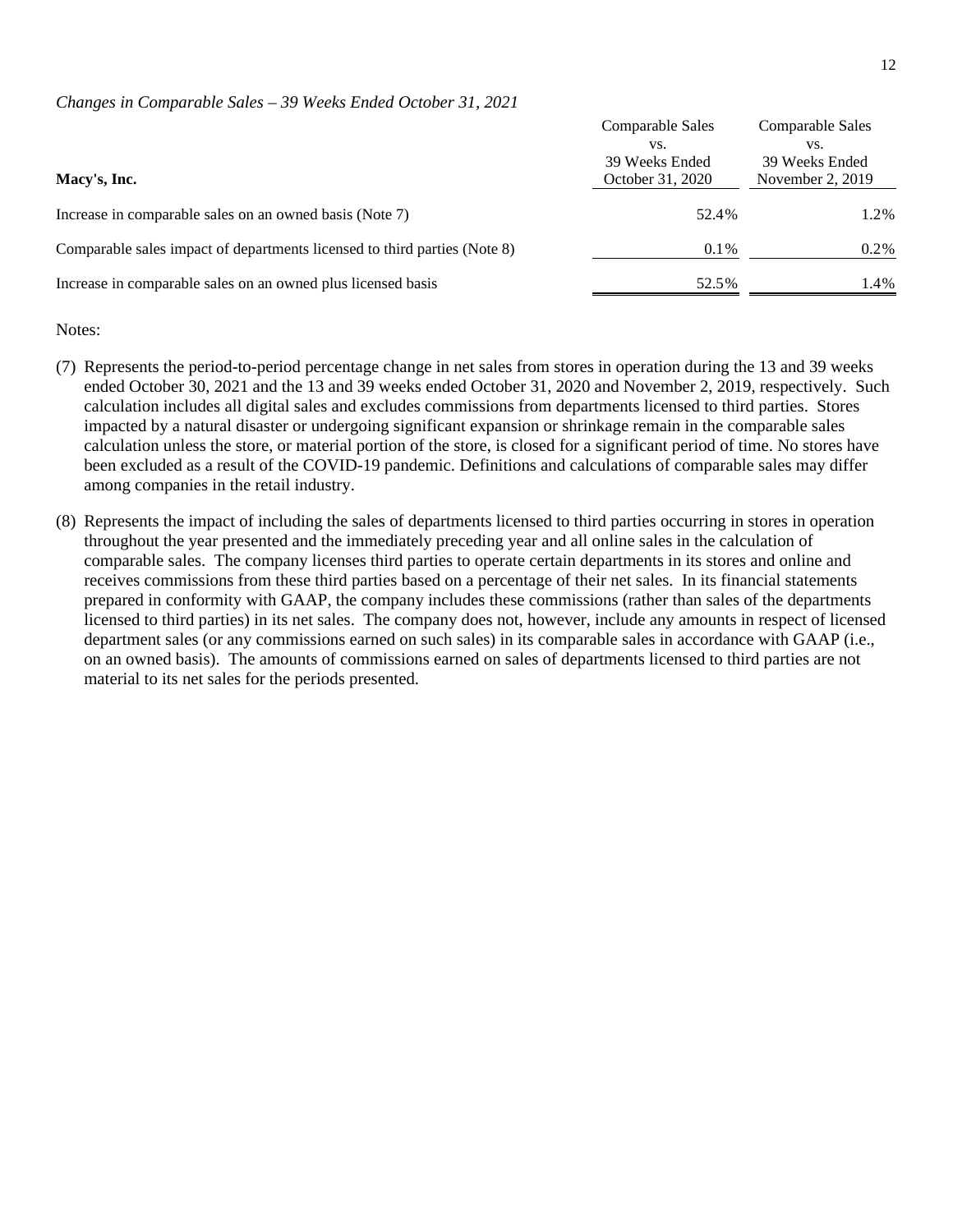*Changes in Comparable Sales – 39 Weeks Ended October 31, 2021*

| Macy's, Inc. | Comparable Sales vs. 39 Weeks Ended October 31, 2020 | Comparable Sales vs. 39 Weeks Ended November 2, 2019 |
|---|---|---|
| Increase in comparable sales on an owned basis (Note 7) | 52.4% | 1.2% |
| Comparable sales impact of departments licensed to third parties (Note 8) | 0.1% | 0.2% |
| Increase in comparable sales on an owned plus licensed basis | 52.5% | 1.4% |

Notes:

(7) Represents the period-to-period percentage change in net sales from stores in operation during the 13 and 39 weeks ended October 30, 2021 and the 13 and 39 weeks ended October 31, 2020 and November 2, 2019, respectively. Such calculation includes all digital sales and excludes commissions from departments licensed to third parties. Stores impacted by a natural disaster or undergoing significant expansion or shrinkage remain in the comparable sales calculation unless the store, or material portion of the store, is closed for a significant period of time. No stores have been excluded as a result of the COVID-19 pandemic. Definitions and calculations of comparable sales may differ among companies in the retail industry.

(8) Represents the impact of including the sales of departments licensed to third parties occurring in stores in operation throughout the year presented and the immediately preceding year and all online sales in the calculation of comparable sales. The company licenses third parties to operate certain departments in its stores and online and receives commissions from these third parties based on a percentage of their net sales. In its financial statements prepared in conformity with GAAP, the company includes these commissions (rather than sales of the departments licensed to third parties) in its net sales. The company does not, however, include any amounts in respect of licensed department sales (or any commissions earned on such sales) in its comparable sales in accordance with GAAP (i.e., on an owned basis). The amounts of commissions earned on sales of departments licensed to third parties are not material to its net sales for the periods presented.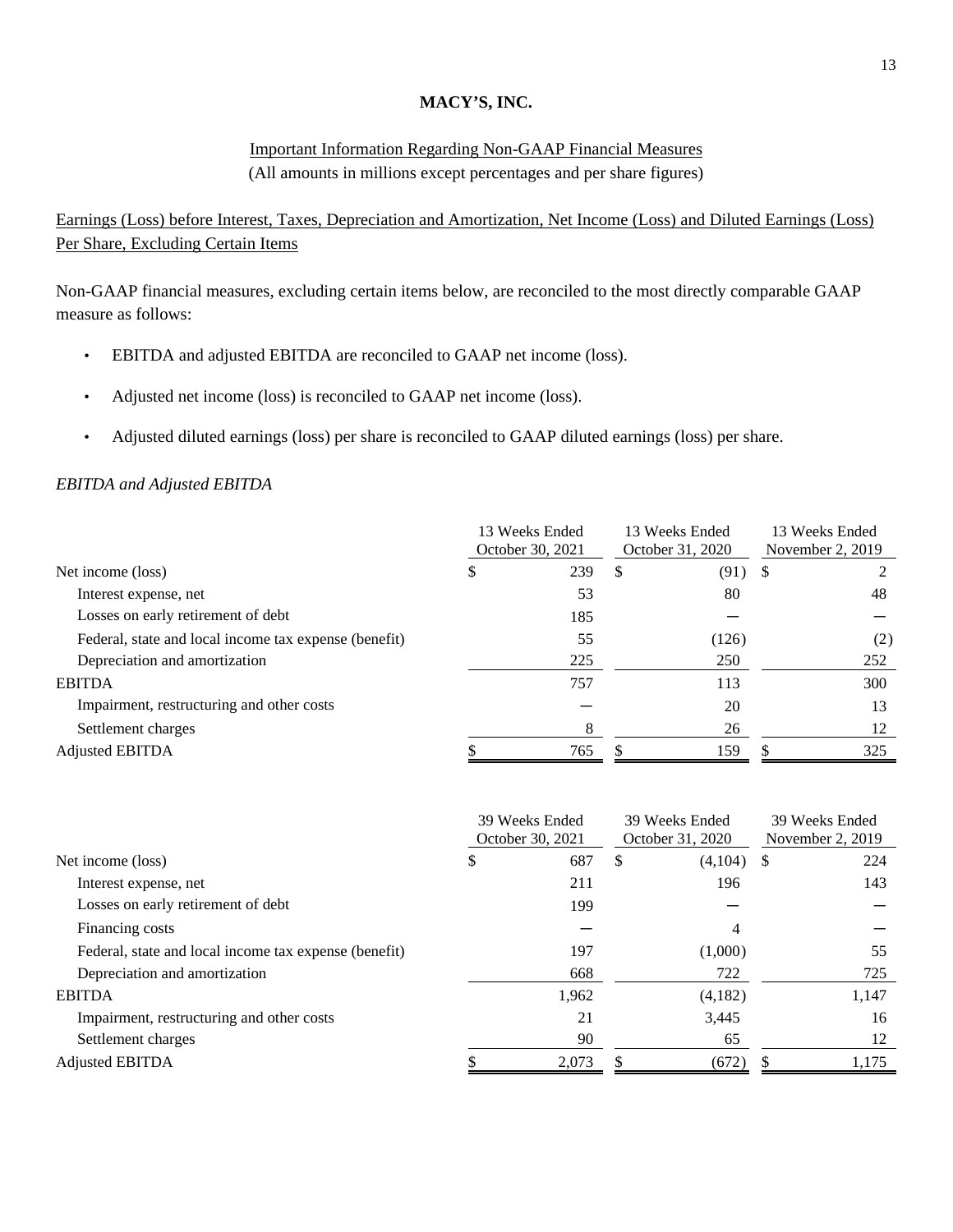**MACY'S, INC.**

Important Information Regarding Non-GAAP Financial Measures

(All amounts in millions except percentages and per share figures)

Earnings (Loss) before Interest, Taxes, Depreciation and Amortization, Net Income (Loss) and Diluted Earnings (Loss) Per Share, Excluding Certain Items

Non-GAAP financial measures, excluding certain items below, are reconciled to the most directly comparable GAAP measure as follows:

- EBITDA and adjusted EBITDA are reconciled to GAAP net income (loss).
- Adjusted net income (loss) is reconciled to GAAP net income (loss).
- Adjusted diluted earnings (loss) per share is reconciled to GAAP diluted earnings (loss) per share.

*EBITDA and Adjusted EBITDA*

| | 13 Weeks Ended October 30, 2021 | 13 Weeks Ended October 31, 2020 | 13 Weeks Ended November 2, 2019 |
|---|---|---|---|
| Net income (loss) | $ 239 | $ (91) | $ 2 |
| Interest expense, net | 53 | 80 | 48 |
| Losses on early retirement of debt | 185 | — | — |
| Federal, state and local income tax expense (benefit) | 55 | (126) | (2) |
| Depreciation and amortization | 225 | 250 | 252 |
| EBITDA | 757 | 113 | 300 |
| Impairment, restructuring and other costs | — | 20 | 13 |
| Settlement charges | 8 | 26 | 12 |
| Adjusted EBITDA | $ 765 | $ 159 | $ 325 |

| | 39 Weeks Ended October 30, 2021 | 39 Weeks Ended October 31, 2020 | 39 Weeks Ended November 2, 2019 |
|---|---|---|---|
| Net income (loss) | $ 687 | $ (4,104) | $ 224 |
| Interest expense, net | 211 | 196 | 143 |
| Losses on early retirement of debt | 199 | — | — |
| Financing costs | — | 4 | — |
| Federal, state and local income tax expense (benefit) | 197 | (1,000) | 55 |
| Depreciation and amortization | 668 | 722 | 725 |
| EBITDA | 1,962 | (4,182) | 1,147 |
| Impairment, restructuring and other costs | 21 | 3,445 | 16 |
| Settlement charges | 90 | 65 | 12 |
| Adjusted EBITDA | $ 2,073 | $ (672) | $ 1,175 |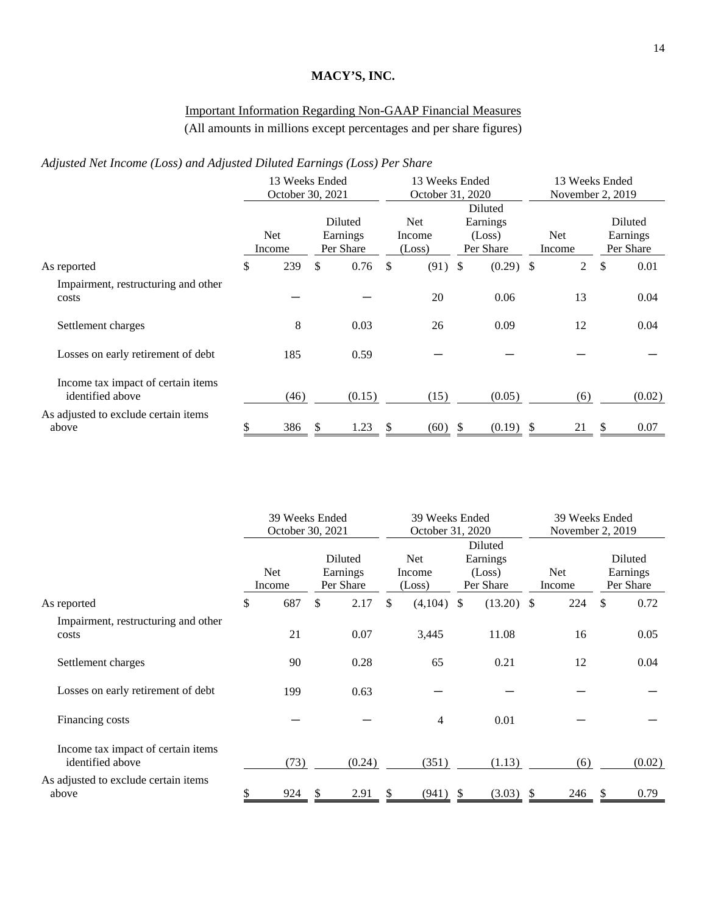**MACY'S, INC.**

Important Information Regarding Non-GAAP Financial Measures

(All amounts in millions except percentages and per share figures)

*Adjusted Net Income (Loss) and Adjusted Diluted Earnings (Loss) Per Share*

| | 13 Weeks Ended October 30, 2021 | | 13 Weeks Ended October 31, 2020 | | 13 Weeks Ended November 2, 2019 | |
|---|---|---|---|---|---|---|
| | Net Income | Diluted Earnings Per Share | Net Income (Loss) | Diluted Earnings (Loss) Per Share | Net Income | Diluted Earnings Per Share |
| As reported | $ 239 | $ 0.76 | $ (91) | $ (0.29) | $ 2 | $ 0.01 |
| Impairment, restructuring and other costs | — | — | 20 | 0.06 | 13 | 0.04 |
| Settlement charges | 8 | 0.03 | 26 | 0.09 | 12 | 0.04 |
| Losses on early retirement of debt | 185 | 0.59 | — | — | — | — |
| Income tax impact of certain items identified above | (46) | (0.15) | (15) | (0.05) | (6) | (0.02) |
| As adjusted to exclude certain items above | $ 386 | $ 1.23 | $ (60) | $ (0.19) | $ 21 | $ 0.07 |

| | 39 Weeks Ended October 30, 2021 | | 39 Weeks Ended October 31, 2020 | | 39 Weeks Ended November 2, 2019 | |
|---|---|---|---|---|---|---|
| | Net Income | Diluted Earnings Per Share | Net Income (Loss) | Diluted Earnings (Loss) Per Share | Net Income | Diluted Earnings Per Share |
| As reported | $ 687 | $ 2.17 | $ (4,104) | $ (13.20) | $ 224 | $ 0.72 |
| Impairment, restructuring and other costs | 21 | 0.07 | 3,445 | 11.08 | 16 | 0.05 |
| Settlement charges | 90 | 0.28 | 65 | 0.21 | 12 | 0.04 |
| Losses on early retirement of debt | 199 | 0.63 | — | — | — | — |
| Financing costs | — | — | 4 | 0.01 | — | — |
| Income tax impact of certain items identified above | (73) | (0.24) | (351) | (1.13) | (6) | (0.02) |
| As adjusted to exclude certain items above | $ 924 | $ 2.91 | $ (941) | $ (3.03) | $ 246 | $ 0.79 |